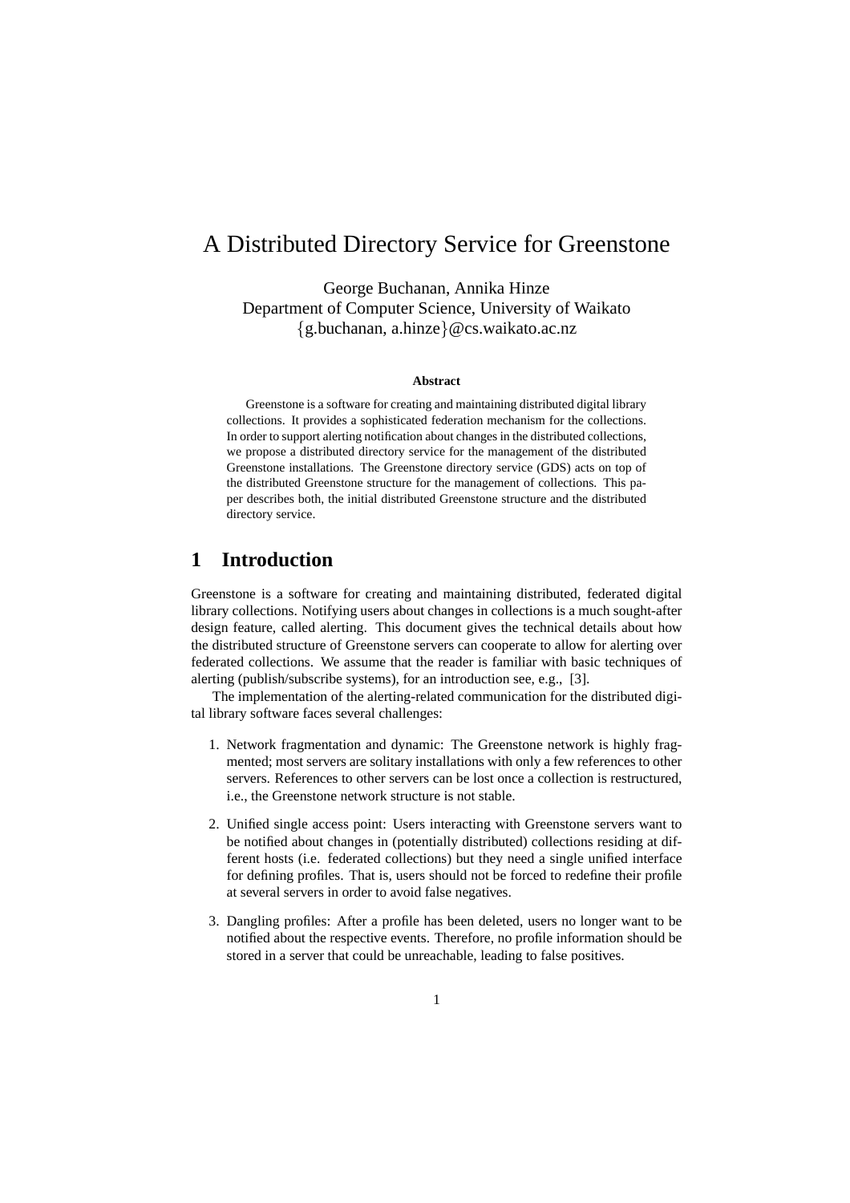# A Distributed Directory Service for Greenstone

George Buchanan, Annika Hinze
Department of Computer Science, University of Waikato
{g.buchanan, a.hinze}@cs.waikato.ac.nz

**Abstract**

Greenstone is a software for creating and maintaining distributed digital library collections. It provides a sophisticated federation mechanism for the collections. In order to support alerting notification about changes in the distributed collections, we propose a distributed directory service for the management of the distributed Greenstone installations. The Greenstone directory service (GDS) acts on top of the distributed Greenstone structure for the management of collections. This paper describes both, the initial distributed Greenstone structure and the distributed directory service.

## 1 Introduction

Greenstone is a software for creating and maintaining distributed, federated digital library collections. Notifying users about changes in collections is a much sought-after design feature, called alerting. This document gives the technical details about how the distributed structure of Greenstone servers can cooperate to allow for alerting over federated collections. We assume that the reader is familiar with basic techniques of alerting (publish/subscribe systems), for an introduction see, e.g., [3].

The implementation of the alerting-related communication for the distributed digital library software faces several challenges:

1. Network fragmentation and dynamic: The Greenstone network is highly fragmented; most servers are solitary installations with only a few references to other servers. References to other servers can be lost once a collection is restructured, i.e., the Greenstone network structure is not stable.
2. Unified single access point: Users interacting with Greenstone servers want to be notified about changes in (potentially distributed) collections residing at different hosts (i.e. federated collections) but they need a single unified interface for defining profiles. That is, users should not be forced to redefine their profile at several servers in order to avoid false negatives.
3. Dangling profiles: After a profile has been deleted, users no longer want to be notified about the respective events. Therefore, no profile information should be stored in a server that could be unreachable, leading to false positives.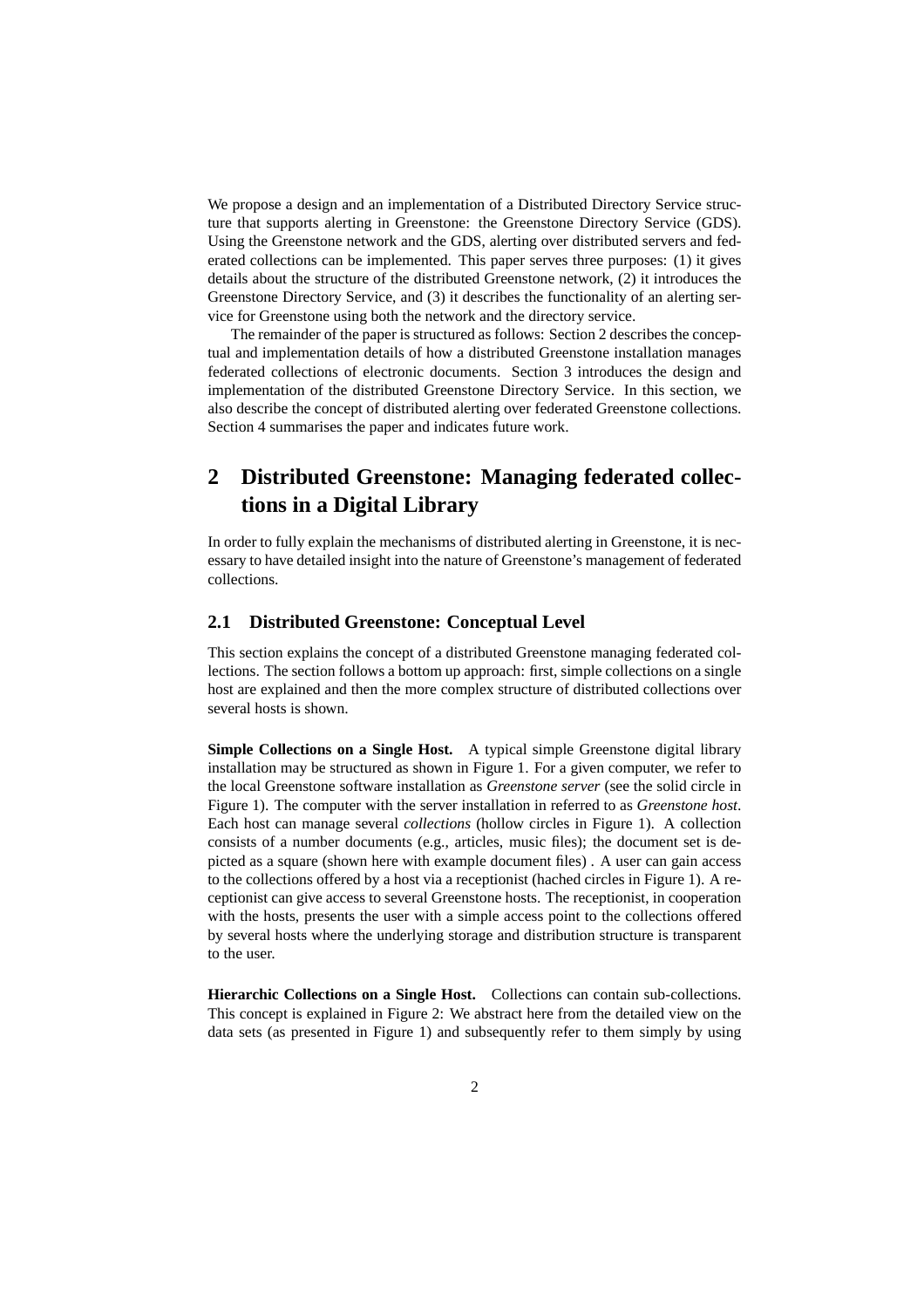We propose a design and an implementation of a Distributed Directory Service structure that supports alerting in Greenstone: the Greenstone Directory Service (GDS). Using the Greenstone network and the GDS, alerting over distributed servers and federated collections can be implemented. This paper serves three purposes: (1) it gives details about the structure of the distributed Greenstone network, (2) it introduces the Greenstone Directory Service, and (3) it describes the functionality of an alerting service for Greenstone using both the network and the directory service.

The remainder of the paper is structured as follows: Section 2 describes the conceptual and implementation details of how a distributed Greenstone installation manages federated collections of electronic documents. Section 3 introduces the design and implementation of the distributed Greenstone Directory Service. In this section, we also describe the concept of distributed alerting over federated Greenstone collections. Section 4 summarises the paper and indicates future work.

# 2 Distributed Greenstone: Managing federated collections in a Digital Library

In order to fully explain the mechanisms of distributed alerting in Greenstone, it is necessary to have detailed insight into the nature of Greenstone's management of federated collections.

## 2.1 Distributed Greenstone: Conceptual Level

This section explains the concept of a distributed Greenstone managing federated collections. The section follows a bottom up approach: first, simple collections on a single host are explained and then the more complex structure of distributed collections over several hosts is shown.

**Simple Collections on a Single Host.** A typical simple Greenstone digital library installation may be structured as shown in Figure 1. For a given computer, we refer to the local Greenstone software installation as *Greenstone server* (see the solid circle in Figure 1). The computer with the server installation in referred to as *Greenstone host*. Each host can manage several *collections* (hollow circles in Figure 1). A collection consists of a number documents (e.g., articles, music files); the document set is depicted as a square (shown here with example document files) . A user can gain access to the collections offered by a host via a receptionist (hached circles in Figure 1). A receptionist can give access to several Greenstone hosts. The receptionist, in cooperation with the hosts, presents the user with a simple access point to the collections offered by several hosts where the underlying storage and distribution structure is transparent to the user.

**Hierarchic Collections on a Single Host.** Collections can contain sub-collections. This concept is explained in Figure 2: We abstract here from the detailed view on the data sets (as presented in Figure 1) and subsequently refer to them simply by using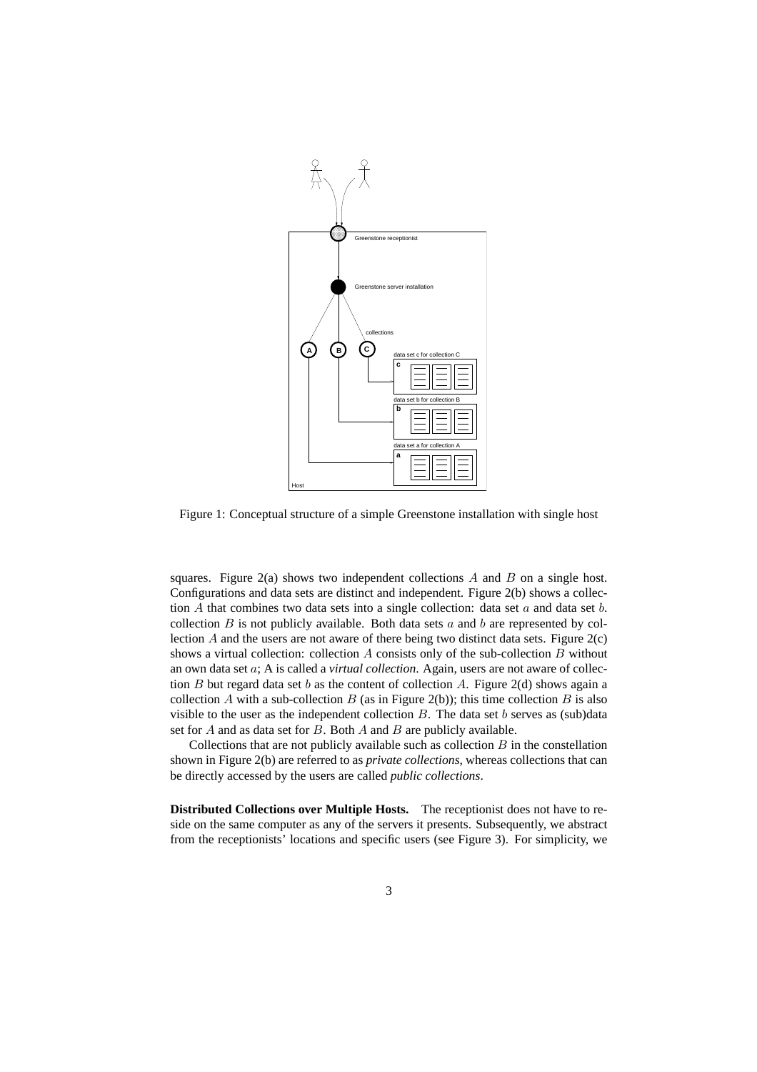Figure 1: Conceptual structure of a simple Greenstone installation with single host

squares. Figure 2(a) shows two independent collections $A$ and $B$ on a single host. Configurations and data sets are distinct and independent. Figure 2(b) shows a collection $A$ that combines two data sets into a single collection: data set $a$ and data set $b$. collection $B$ is not publicly available. Both data sets $a$ and $b$ are represented by collection $A$ and the users are not aware of there being two distinct data sets. Figure 2(c) shows a virtual collection: collection $A$ consists only of the sub-collection $B$ without an own data set $a$; A is called a *virtual collection*. Again, users are not aware of collection $B$ but regard data set $b$ as the content of collection $A$. Figure 2(d) shows again a collection $A$ with a sub-collection $B$ (as in Figure 2(b)); this time collection $B$ is also visible to the user as the independent collection $B$. The data set $b$ serves as (sub)data set for $A$ and as data set for $B$. Both $A$ and $B$ are publicly available.

Collections that are not publicly available such as collection $B$ in the constellation shown in Figure 2(b) are referred to as *private collections*, whereas collections that can be directly accessed by the users are called *public collections*.

**Distributed Collections over Multiple Hosts.** The receptionist does not have to reside on the same computer as any of the servers it presents. Subsequently, we abstract from the receptionists' locations and specific users (see Figure 3). For simplicity, we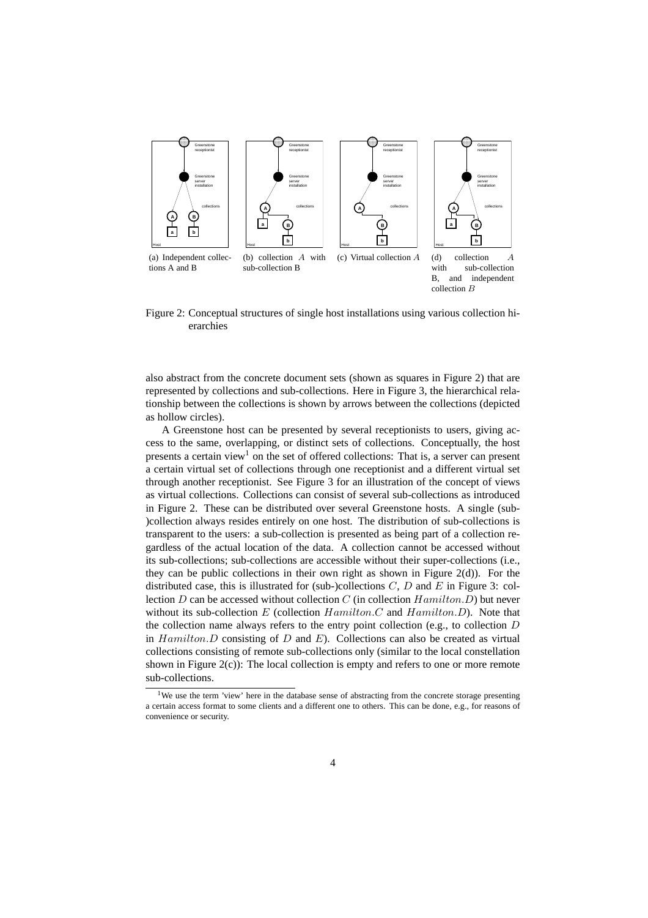(a) Independent collections A and B

(b) collection $A$ with sub-collection B

(c) Virtual collection $A$

(d) collection $A$ with sub-collection B, and independent collection $B$

Figure 2: Conceptual structures of single host installations using various collection hierarchies

also abstract from the concrete document sets (shown as squares in Figure 2) that are represented by collections and sub-collections. Here in Figure 3, the hierarchical relationship between the collections is shown by arrows between the collections (depicted as hollow circles).

A Greenstone host can be presented by several receptionists to users, giving access to the same, overlapping, or distinct sets of collections. Conceptually, the host presents a certain view[1] on the set of offered collections: That is, a server can present a certain virtual set of collections through one receptionist and a different virtual set through another receptionist. See Figure 3 for an illustration of the concept of views as virtual collections. Collections can consist of several sub-collections as introduced in Figure 2. These can be distributed over several Greenstone hosts. A single (sub-)collection always resides entirely on one host. The distribution of sub-collections is transparent to the users: a sub-collection is presented as being part of a collection regardless of the actual location of the data. A collection cannot be accessed without its sub-collections; sub-collections are accessible without their super-collections (i.e., they can be public collections in their own right as shown in Figure 2(d)). For the distributed case, this is illustrated for (sub-)collections $C$, $D$ and $E$ in Figure 3: collection $D$ can be accessed without collection $C$ (in collection $Hamilton.D$) but never without its sub-collection $E$ (collection $Hamilton.C$ and $Hamilton.D$). Note that the collection name always refers to the entry point collection (e.g., to collection $D$ in $Hamilton.D$ consisting of $D$ and $E$). Collections can also be created as virtual collections consisting of remote sub-collections only (similar to the local constellation shown in Figure 2(c)): The local collection is empty and refers to one or more remote sub-collections.

[1] We use the term 'view' here in the database sense of abstracting from the concrete storage presenting a certain access format to some clients and a different one to others. This can be done, e.g., for reasons of convenience or security.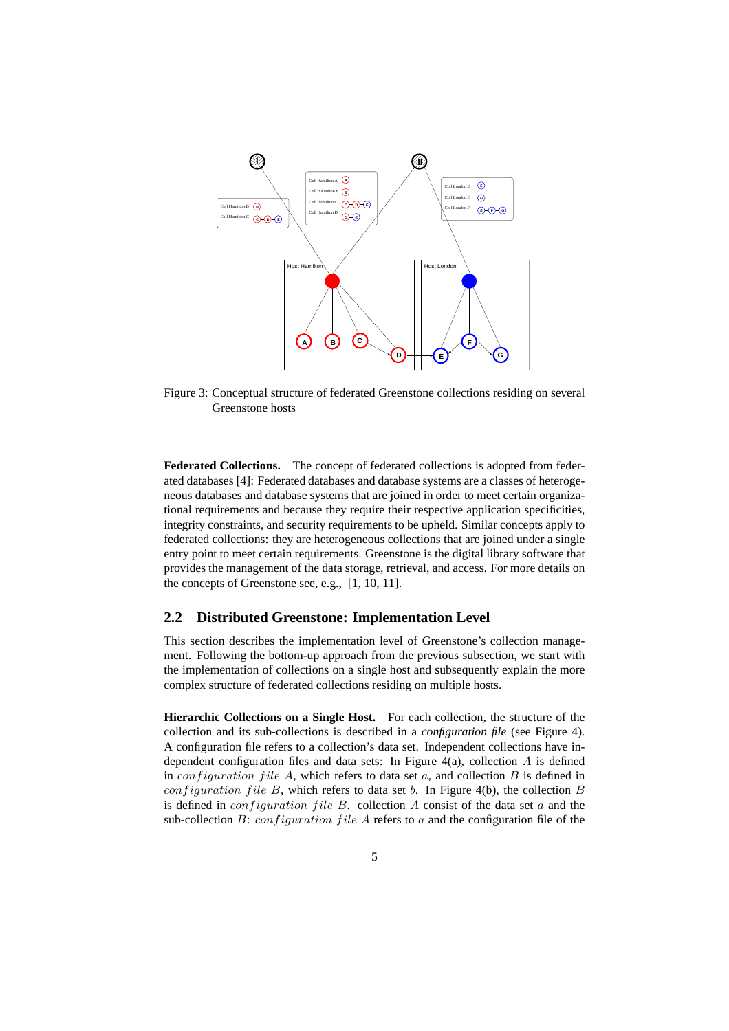Host Hamilton

Host London

Coll Hamilton.A A
Coll HAmilton.B B
Coll Hamilton.C C D E
Coll Hamilton.D D E

Coll Hamilton.B B
Coll Hamilton.C C D E

Coll London.E E
Coll London.G G
Coll London.F E F G

I

II

A B C D E F G

Figure 3: Conceptual structure of federated Greenstone collections residing on several Greenstone hosts

**Federated Collections.** The concept of federated collections is adopted from federated databases [4]: Federated databases and database systems are a classes of heterogeneous databases and database systems that are joined in order to meet certain organizational requirements and because they require their respective application specificities, integrity constraints, and security requirements to be upheld. Similar concepts apply to federated collections: they are heterogeneous collections that are joined under a single entry point to meet certain requirements. Greenstone is the digital library software that provides the management of the data storage, retrieval, and access. For more details on the concepts of Greenstone see, e.g., [1, 10, 11].

## 2.2 Distributed Greenstone: Implementation Level

This section describes the implementation level of Greenstone's collection management. Following the bottom-up approach from the previous subsection, we start with the implementation of collections on a single host and subsequently explain the more complex structure of federated collections residing on multiple hosts.

**Hierarchic Collections on a Single Host.** For each collection, the structure of the collection and its sub-collections is described in a *configuration file* (see Figure 4). A configuration file refers to a collection's data set. Independent collections have independent configuration files and data sets: In Figure 4(a), collection $A$ is defined in $configuration\ file\ A$, which refers to data set $a$, and collection $B$ is defined in $configuration\ file\ B$, which refers to data set $b$. In Figure 4(b), the collection $B$ is defined in $configuration\ file\ B$. collection $A$ consist of the data set $a$ and the sub-collection $B$: $configuration\ file\ A$ refers to $a$ and the configuration file of the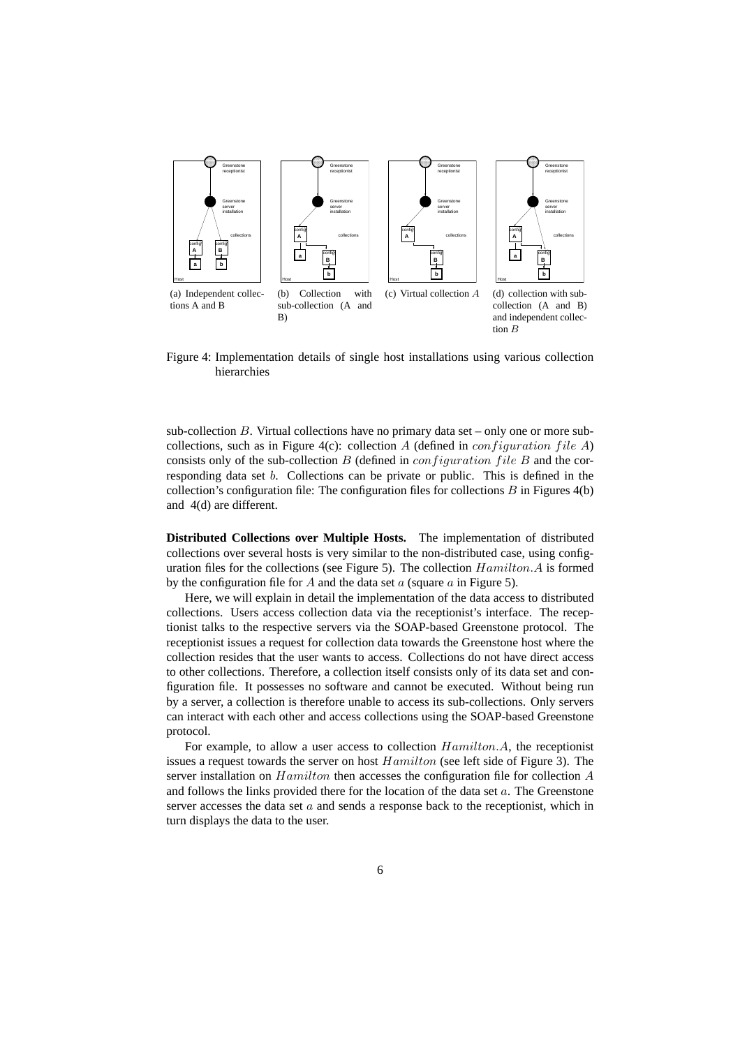Greenstone receptionist

Greenstone server installation

collections

config A

config B

a

b

Host

(a) Independent collections A and B

(b) Collection with sub-collection (A and B)

(c) Virtual collection $A$

(d) collection with sub-collection (A and B) and independent collection $B$

Figure 4: Implementation details of single host installations using various collection hierarchies

sub-collection $B$. Virtual collections have no primary data set – only one or more sub-collections, such as in Figure 4(c): collection $A$ (defined in $configuration\ file\ A$) consists only of the sub-collection $B$ (defined in $configuration\ file\ B$ and the corresponding data set $b$. Collections can be private or public. This is defined in the collection's configuration file: The configuration files for collections $B$ in Figures 4(b) and 4(d) are different.

**Distributed Collections over Multiple Hosts.** The implementation of distributed collections over several hosts is very similar to the non-distributed case, using configuration files for the collections (see Figure 5). The collection $Hamilton.A$ is formed by the configuration file for $A$ and the data set $a$ (square $a$ in Figure 5).

Here, we will explain in detail the implementation of the data access to distributed collections. Users access collection data via the receptionist's interface. The receptionist talks to the respective servers via the SOAP-based Greenstone protocol. The receptionist issues a request for collection data towards the Greenstone host where the collection resides that the user wants to access. Collections do not have direct access to other collections. Therefore, a collection itself consists only of its data set and configuration file. It possesses no software and cannot be executed. Without being run by a server, a collection is therefore unable to access its sub-collections. Only servers can interact with each other and access collections using the SOAP-based Greenstone protocol.

For example, to allow a user access to collection $Hamilton.A$, the receptionist issues a request towards the server on host $Hamilton$ (see left side of Figure 3). The server installation on $Hamilton$ then accesses the configuration file for collection $A$ and follows the links provided there for the location of the data set $a$. The Greenstone server accesses the data set $a$ and sends a response back to the receptionist, which in turn displays the data to the user.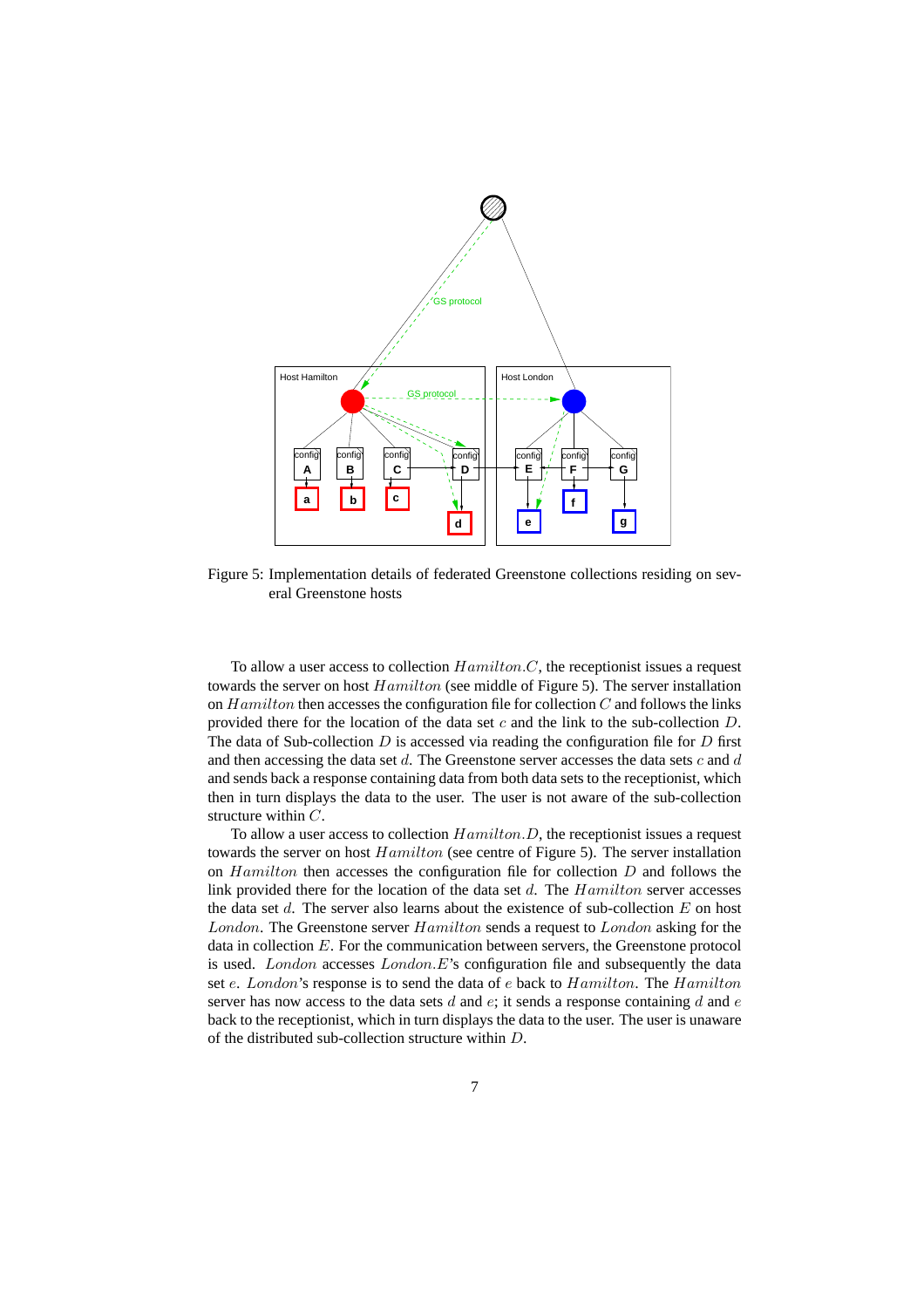Host Hamilton

Host London

GS protocol

GS protocol

config A
config B
config C
config D
config E
config F
config G

a
b
c
d
e
f
g

Figure 5: Implementation details of federated Greenstone collections residing on several Greenstone hosts

To allow a user access to collection $Hamilton.C$, the receptionist issues a request towards the server on host $Hamilton$ (see middle of Figure 5). The server installation on $Hamilton$ then accesses the configuration file for collection $C$ and follows the links provided there for the location of the data set $c$ and the link to the sub-collection $D$. The data of Sub-collection $D$ is accessed via reading the configuration file for $D$ first and then accessing the data set $d$. The Greenstone server accesses the data sets $c$ and $d$ and sends back a response containing data from both data sets to the receptionist, which then in turn displays the data to the user. The user is not aware of the sub-collection structure within $C$.

To allow a user access to collection $Hamilton.D$, the receptionist issues a request towards the server on host $Hamilton$ (see centre of Figure 5). The server installation on $Hamilton$ then accesses the configuration file for collection $D$ and follows the link provided there for the location of the data set $d$. The $Hamilton$ server accesses the data set $d$. The server also learns about the existence of sub-collection $E$ on host $London$. The Greenstone server $Hamilton$ sends a request to $London$ asking for the data in collection $E$. For the communication between servers, the Greenstone protocol is used. $London$ accesses $London.E$'s configuration file and subsequently the data set $e$. $London$'s response is to send the data of $e$ back to $Hamilton$. The $Hamilton$ server has now access to the data sets $d$ and $e$; it sends a response containing $d$ and $e$ back to the receptionist, which in turn displays the data to the user. The user is unaware of the distributed sub-collection structure within $D$.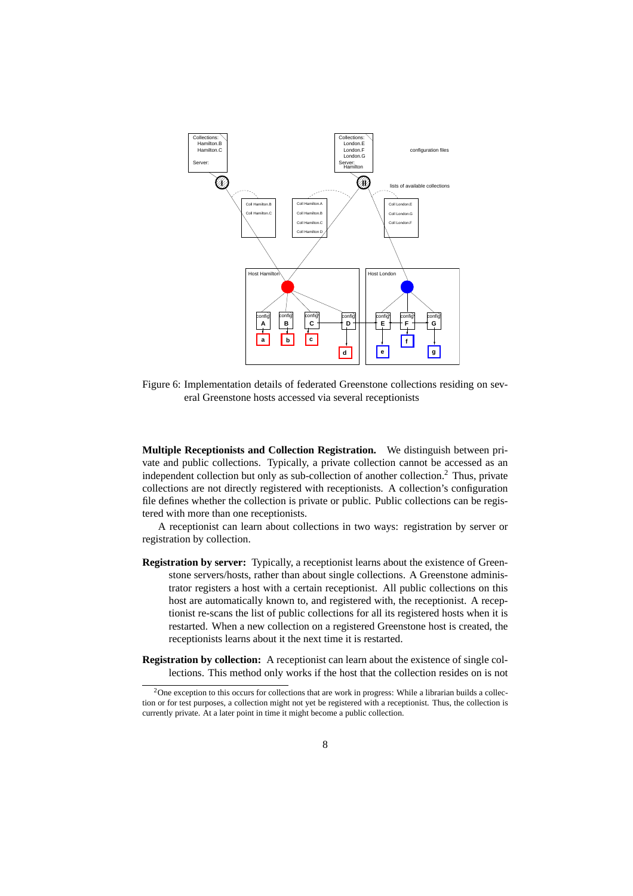Collections:
Hamilton.B
Hamilton.C

Server:

Collections:
London.E
London.F
London.G
Server:
Hamilton

configuration files

I

II

lists of available collections

Coll Hamilton.B
Coll Hamilton.C

Coll Hamilton.A
Coll Hamilton.B
Coll Hamilton.C
Coll Hamilton.D

Coll London.E
Coll London.G
Coll London.F

Host Hamilton

Host London

config A
config B
config C
config D
config E
config F
config G

a
b
c
d
e
f
g

Figure 6: Implementation details of federated Greenstone collections residing on several Greenstone hosts accessed via several receptionists

**Multiple Receptionists and Collection Registration.** We distinguish between private and public collections. Typically, a private collection cannot be accessed as an independent collection but only as sub-collection of another collection.[2] Thus, private collections are not directly registered with receptionists. A collection's configuration file defines whether the collection is private or public. Public collections can be registered with more than one receptionists.

A receptionist can learn about collections in two ways: registration by server or registration by collection.

**Registration by server:** Typically, a receptionist learns about the existence of Greenstone servers/hosts, rather than about single collections. A Greenstone administrator registers a host with a certain receptionist. All public collections on this host are automatically known to, and registered with, the receptionist. A receptionist re-scans the list of public collections for all its registered hosts when it is restarted. When a new collection on a registered Greenstone host is created, the receptionists learns about it the next time it is restarted.

**Registration by collection:** A receptionist can learn about the existence of single collections. This method only works if the host that the collection resides on is not

[2] One exception to this occurs for collections that are work in progress: While a librarian builds a collection or for test purposes, a collection might not yet be registered with a receptionist. Thus, the collection is currently private. At a later point in time it might become a public collection.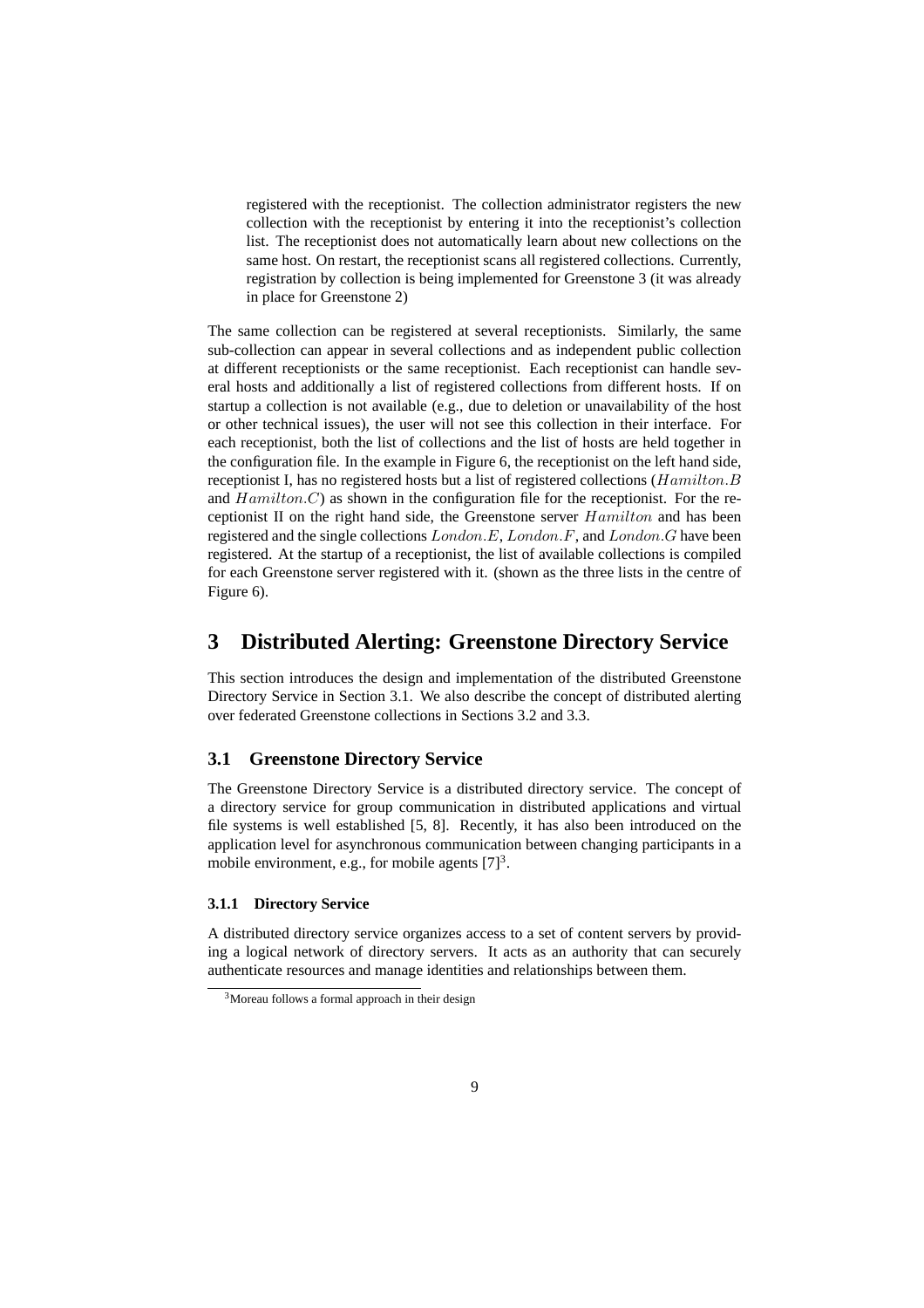registered with the receptionist. The collection administrator registers the new collection with the receptionist by entering it into the receptionist's collection list. The receptionist does not automatically learn about new collections on the same host. On restart, the receptionist scans all registered collections. Currently, registration by collection is being implemented for Greenstone 3 (it was already in place for Greenstone 2)

The same collection can be registered at several receptionists. Similarly, the same sub-collection can appear in several collections and as independent public collection at different receptionists or the same receptionist. Each receptionist can handle several hosts and additionally a list of registered collections from different hosts. If on startup a collection is not available (e.g., due to deletion or unavailability of the host or other technical issues), the user will not see this collection in their interface. For each receptionist, both the list of collections and the list of hosts are held together in the configuration file. In the example in Figure 6, the receptionist on the left hand side, receptionist I, has no registered hosts but a list of registered collections ($Hamilton.B$ and $Hamilton.C$) as shown in the configuration file for the receptionist. For the receptionist II on the right hand side, the Greenstone server $Hamilton$ and has been registered and the single collections $London.E$, $London.F$, and $London.G$ have been registered. At the startup of a receptionist, the list of available collections is compiled for each Greenstone server registered with it. (shown as the three lists in the centre of Figure 6).

# 3 Distributed Alerting: Greenstone Directory Service

This section introduces the design and implementation of the distributed Greenstone Directory Service in Section 3.1. We also describe the concept of distributed alerting over federated Greenstone collections in Sections 3.2 and 3.3.

## 3.1 Greenstone Directory Service

The Greenstone Directory Service is a distributed directory service. The concept of a directory service for group communication in distributed applications and virtual file systems is well established [5, 8]. Recently, it has also been introduced on the application level for asynchronous communication between changing participants in a mobile environment, e.g., for mobile agents [7][3].

### 3.1.1 Directory Service

A distributed directory service organizes access to a set of content servers by providing a logical network of directory servers. It acts as an authority that can securely authenticate resources and manage identities and relationships between them.

[3]Moreau follows a formal approach in their design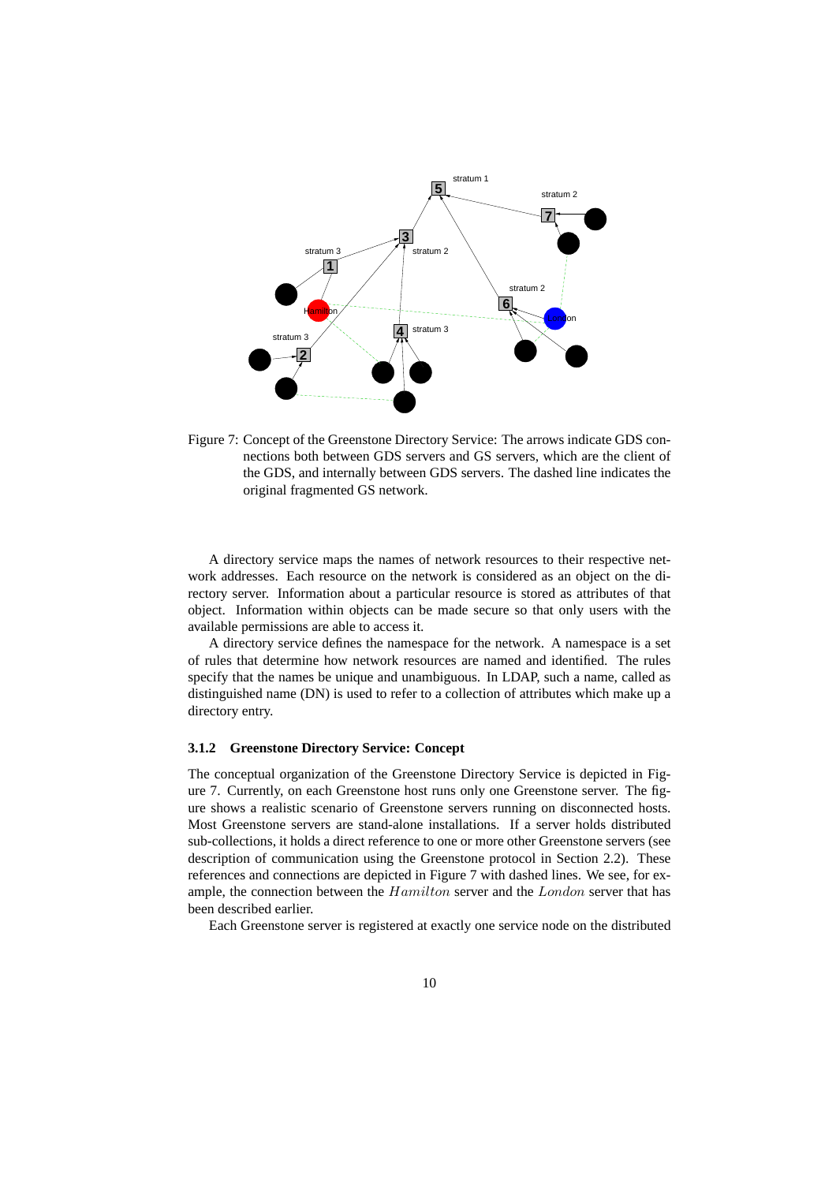stratum 1

stratum 2

stratum 3

stratum 2

stratum 2

stratum 3

stratum 3

Hamilton

London

Figure 7: Concept of the Greenstone Directory Service: The arrows indicate GDS connections both between GDS servers and GS servers, which are the client of the GDS, and internally between GDS servers. The dashed line indicates the original fragmented GS network.

A directory service maps the names of network resources to their respective network addresses. Each resource on the network is considered as an object on the directory server. Information about a particular resource is stored as attributes of that object. Information within objects can be made secure so that only users with the available permissions are able to access it.

A directory service defines the namespace for the network. A namespace is a set of rules that determine how network resources are named and identified. The rules specify that the names be unique and unambiguous. In LDAP, such a name, called as distinguished name (DN) is used to refer to a collection of attributes which make up a directory entry.

### 3.1.2 Greenstone Directory Service: Concept

The conceptual organization of the Greenstone Directory Service is depicted in Figure 7. Currently, on each Greenstone host runs only one Greenstone server. The figure shows a realistic scenario of Greenstone servers running on disconnected hosts. Most Greenstone servers are stand-alone installations. If a server holds distributed sub-collections, it holds a direct reference to one or more other Greenstone servers (see description of communication using the Greenstone protocol in Section 2.2). These references and connections are depicted in Figure 7 with dashed lines. We see, for example, the connection between the $Hamilton$ server and the $London$ server that has been described earlier.

Each Greenstone server is registered at exactly one service node on the distributed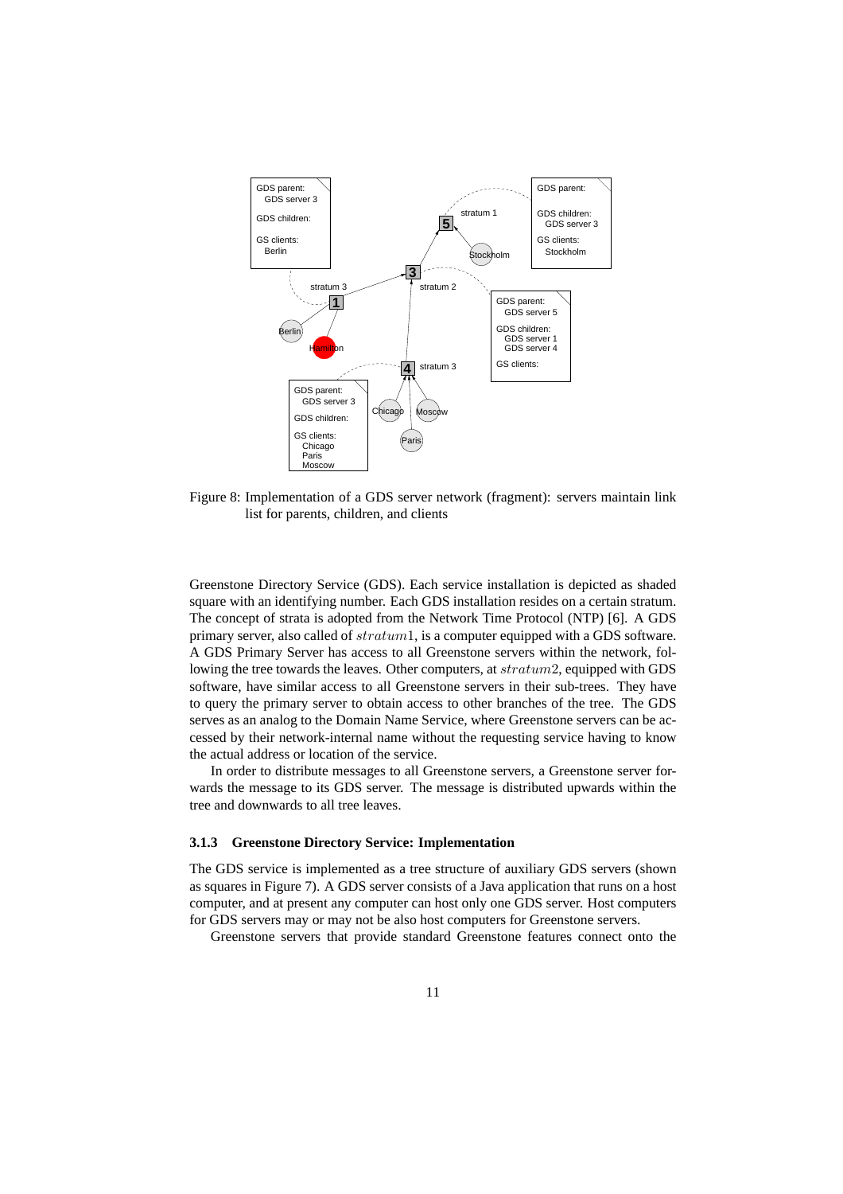Figure 8: Implementation of a GDS server network (fragment): servers maintain link list for parents, children, and clients

Greenstone Directory Service (GDS). Each service installation is depicted as shaded square with an identifying number. Each GDS installation resides on a certain stratum. The concept of strata is adopted from the Network Time Protocol (NTP) [6]. A GDS primary server, also called of $stratum1$, is a computer equipped with a GDS software. A GDS Primary Server has access to all Greenstone servers within the network, following the tree towards the leaves. Other computers, at $stratum2$, equipped with GDS software, have similar access to all Greenstone servers in their sub-trees. They have to query the primary server to obtain access to other branches of the tree. The GDS serves as an analog to the Domain Name Service, where Greenstone servers can be accessed by their network-internal name without the requesting service having to know the actual address or location of the service.

In order to distribute messages to all Greenstone servers, a Greenstone server forwards the message to its GDS server. The message is distributed upwards within the tree and downwards to all tree leaves.

### 3.1.3 Greenstone Directory Service: Implementation

The GDS service is implemented as a tree structure of auxiliary GDS servers (shown as squares in Figure 7). A GDS server consists of a Java application that runs on a host computer, and at present any computer can host only one GDS server. Host computers for GDS servers may or may not be also host computers for Greenstone servers.

Greenstone servers that provide standard Greenstone features connect onto the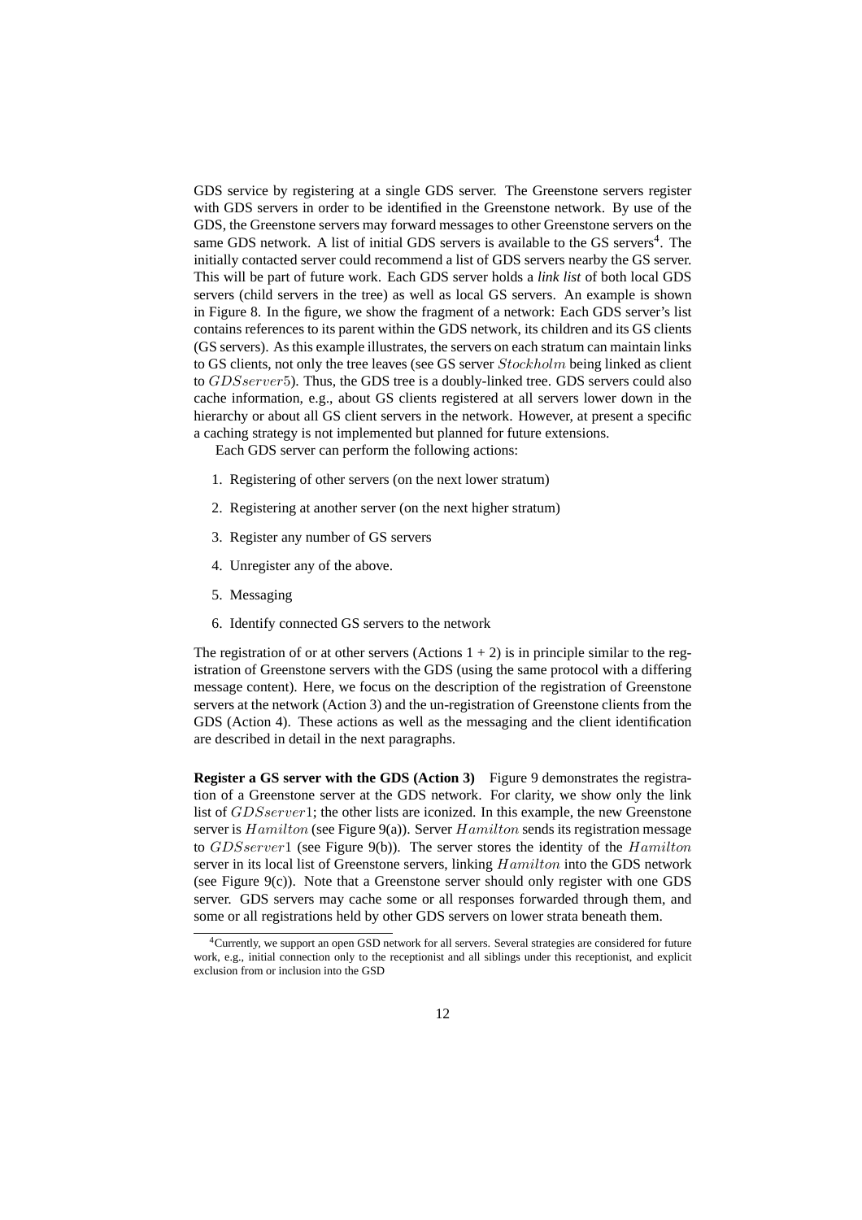GDS service by registering at a single GDS server. The Greenstone servers register with GDS servers in order to be identified in the Greenstone network. By use of the GDS, the Greenstone servers may forward messages to other Greenstone servers on the same GDS network. A list of initial GDS servers is available to the GS servers[4]. The initially contacted server could recommend a list of GDS servers nearby the GS server. This will be part of future work. Each GDS server holds a *link list* of both local GDS servers (child servers in the tree) as well as local GS servers. An example is shown in Figure 8. In the figure, we show the fragment of a network: Each GDS server's list contains references to its parent within the GDS network, its children and its GS clients (GS servers). As this example illustrates, the servers on each stratum can maintain links to GS clients, not only the tree leaves (see GS server $Stockholm$ being linked as client to $GDSserver5$). Thus, the GDS tree is a doubly-linked tree. GDS servers could also cache information, e.g., about GS clients registered at all servers lower down in the hierarchy or about all GS client servers in the network. However, at present a specific a caching strategy is not implemented but planned for future extensions.

Each GDS server can perform the following actions:

1. Registering of other servers (on the next lower stratum)
2. Registering at another server (on the next higher stratum)
3. Register any number of GS servers
4. Unregister any of the above.
5. Messaging
6. Identify connected GS servers to the network

The registration of or at other servers (Actions 1 + 2) is in principle similar to the registration of Greenstone servers with the GDS (using the same protocol with a differing message content). Here, we focus on the description of the registration of Greenstone servers at the network (Action 3) and the un-registration of Greenstone clients from the GDS (Action 4). These actions as well as the messaging and the client identification are described in detail in the next paragraphs.

**Register a GS server with the GDS (Action 3)** Figure 9 demonstrates the registration of a Greenstone server at the GDS network. For clarity, we show only the link list of $GDSserver1$; the other lists are iconized. In this example, the new Greenstone server is $Hamilton$ (see Figure 9(a)). Server $Hamilton$ sends its registration message to $GDSserver1$ (see Figure 9(b)). The server stores the identity of the $Hamilton$ server in its local list of Greenstone servers, linking $Hamilton$ into the GDS network (see Figure 9(c)). Note that a Greenstone server should only register with one GDS server. GDS servers may cache some or all responses forwarded through them, and some or all registrations held by other GDS servers on lower strata beneath them.

[4]Currently, we support an open GSD network for all servers. Several strategies are considered for future work, e.g., initial connection only to the receptionist and all siblings under this receptionist, and explicit exclusion from or inclusion into the GSD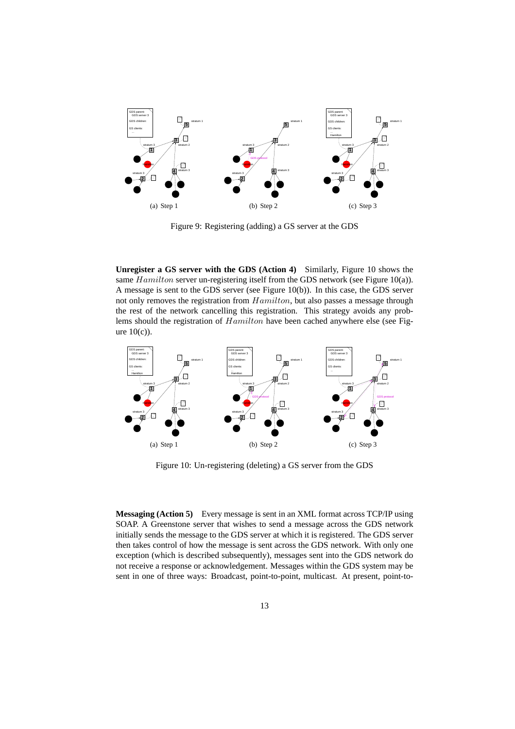(a) Step 1

(b) Step 2

(c) Step 3

Figure 9: Registering (adding) a GS server at the GDS

**Unregister a GS server with the GDS (Action 4)** Similarly, Figure 10 shows the same $Hamilton$ server un-registering itself from the GDS network (see Figure 10(a)). A message is sent to the GDS server (see Figure 10(b)). In this case, the GDS server not only removes the registration from $Hamilton$, but also passes a message through the rest of the network cancelling this registration. This strategy avoids any problems should the registration of $Hamilton$ have been cached anywhere else (see Figure 10(c)).

(a) Step 1

(b) Step 2

(c) Step 3

Figure 10: Un-registering (deleting) a GS server from the GDS

**Messaging (Action 5)** Every message is sent in an XML format across TCP/IP using SOAP. A Greenstone server that wishes to send a message across the GDS network initially sends the message to the GDS server at which it is registered. The GDS server then takes control of how the message is sent across the GDS network. With only one exception (which is described subsequently), messages sent into the GDS network do not receive a response or acknowledgement. Messages within the GDS system may be sent in one of three ways: Broadcast, point-to-point, multicast. At present, point-to-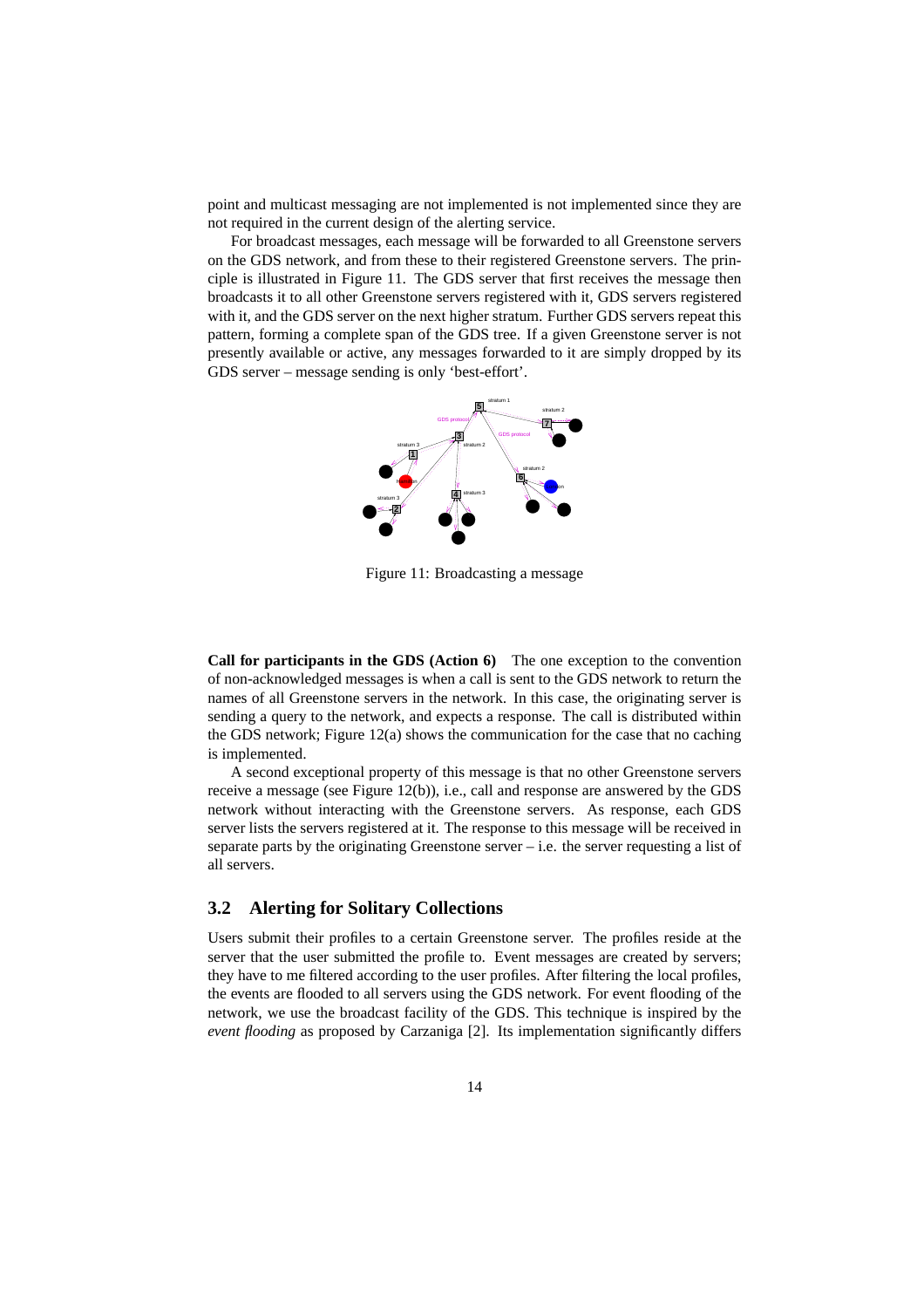point and multicast messaging are not implemented is not implemented since they are not required in the current design of the alerting service.

For broadcast messages, each message will be forwarded to all Greenstone servers on the GDS network, and from these to their registered Greenstone servers. The principle is illustrated in Figure 11. The GDS server that first receives the message then broadcasts it to all other Greenstone servers registered with it, GDS servers registered with it, and the GDS server on the next higher stratum. Further GDS servers repeat this pattern, forming a complete span of the GDS tree. If a given Greenstone server is not presently available or active, any messages forwarded to it are simply dropped by its GDS server – message sending is only 'best-effort'.

stratum 1
5
stratum 2
7
GDS protocol
GDS protocol
stratum 3
3
1
stratum 2
stratum 2
6
stratum 3
4
stratum 3
2

Figure 11: Broadcasting a message

**Call for participants in the GDS (Action 6)** The one exception to the convention of non-acknowledged messages is when a call is sent to the GDS network to return the names of all Greenstone servers in the network. In this case, the originating server is sending a query to the network, and expects a response. The call is distributed within the GDS network; Figure 12(a) shows the communication for the case that no caching is implemented.

A second exceptional property of this message is that no other Greenstone servers receive a message (see Figure 12(b)), i.e., call and response are answered by the GDS network without interacting with the Greenstone servers. As response, each GDS server lists the servers registered at it. The response to this message will be received in separate parts by the originating Greenstone server – i.e. the server requesting a list of all servers.

## 3.2 Alerting for Solitary Collections

Users submit their profiles to a certain Greenstone server. The profiles reside at the server that the user submitted the profile to. Event messages are created by servers; they have to me filtered according to the user profiles. After filtering the local profiles, the events are flooded to all servers using the GDS network. For event flooding of the network, we use the broadcast facility of the GDS. This technique is inspired by the *event flooding* as proposed by Carzaniga [2]. Its implementation significantly differs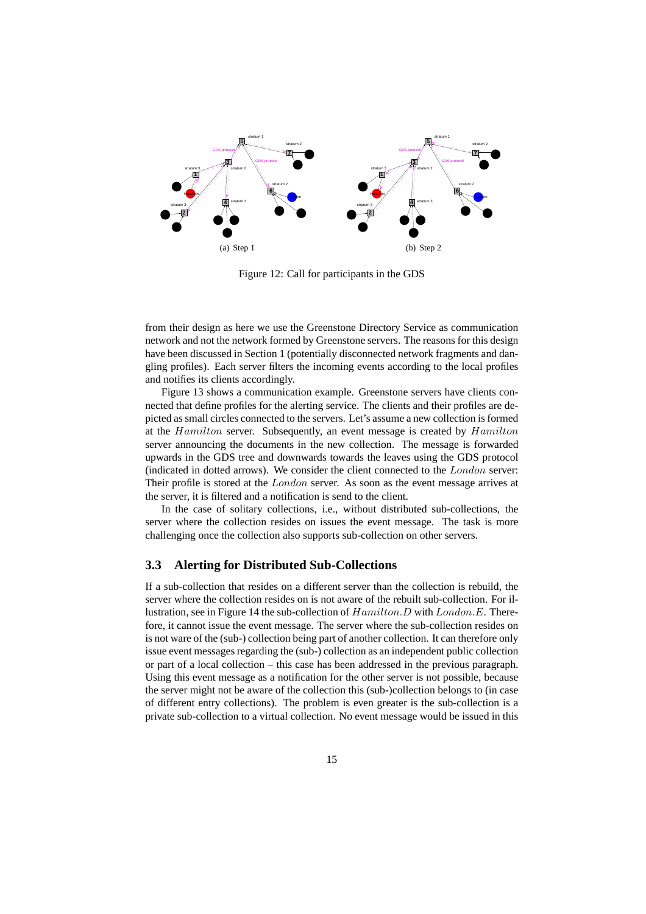stratum 1

stratum 2

GDS protocol

GDS protocol

stratum 3

stratum 2

stratum 2

stratum 3

stratum 3

5

7

3

1

6

4

2

(a) Step 1

stratum 1

stratum 2

GDS protocol

GDS protocol

stratum 3

stratum 2

stratum 2

stratum 3

stratum 3

5

7

3

1

6

4

2

(b) Step 2

Figure 12: Call for participants in the GDS

from their design as here we use the Greenstone Directory Service as communication network and not the network formed by Greenstone servers. The reasons for this design have been discussed in Section 1 (potentially disconnected network fragments and dangling profiles). Each server filters the incoming events according to the local profiles and notifies its clients accordingly.

Figure 13 shows a communication example. Greenstone servers have clients connected that define profiles for the alerting service. The clients and their profiles are depicted as small circles connected to the servers. Let's assume a new collection is formed at the $Hamilton$ server. Subsequently, an event message is created by $Hamilton$ server announcing the documents in the new collection. The message is forwarded upwards in the GDS tree and downwards towards the leaves using the GDS protocol (indicated in dotted arrows). We consider the client connected to the $London$ server: Their profile is stored at the $London$ server. As soon as the event message arrives at the server, it is filtered and a notification is send to the client.

In the case of solitary collections, i.e., without distributed sub-collections, the server where the collection resides on issues the event message. The task is more challenging once the collection also supports sub-collection on other servers.

### 3.3 Alerting for Distributed Sub-Collections

If a sub-collection that resides on a different server than the collection is rebuild, the server where the collection resides on is not aware of the rebuilt sub-collection. For illustration, see in Figure 14 the sub-collection of $Hamilton.D$ with $London.E$. Therefore, it cannot issue the event message. The server where the sub-collection resides on is not ware of the (sub-) collection being part of another collection. It can therefore only issue event messages regarding the (sub-) collection as an independent public collection or part of a local collection – this case has been addressed in the previous paragraph. Using this event message as a notification for the other server is not possible, because the server might not be aware of the collection this (sub-)collection belongs to (in case of different entry collections). The problem is even greater is the sub-collection is a private sub-collection to a virtual collection. No event message would be issued in this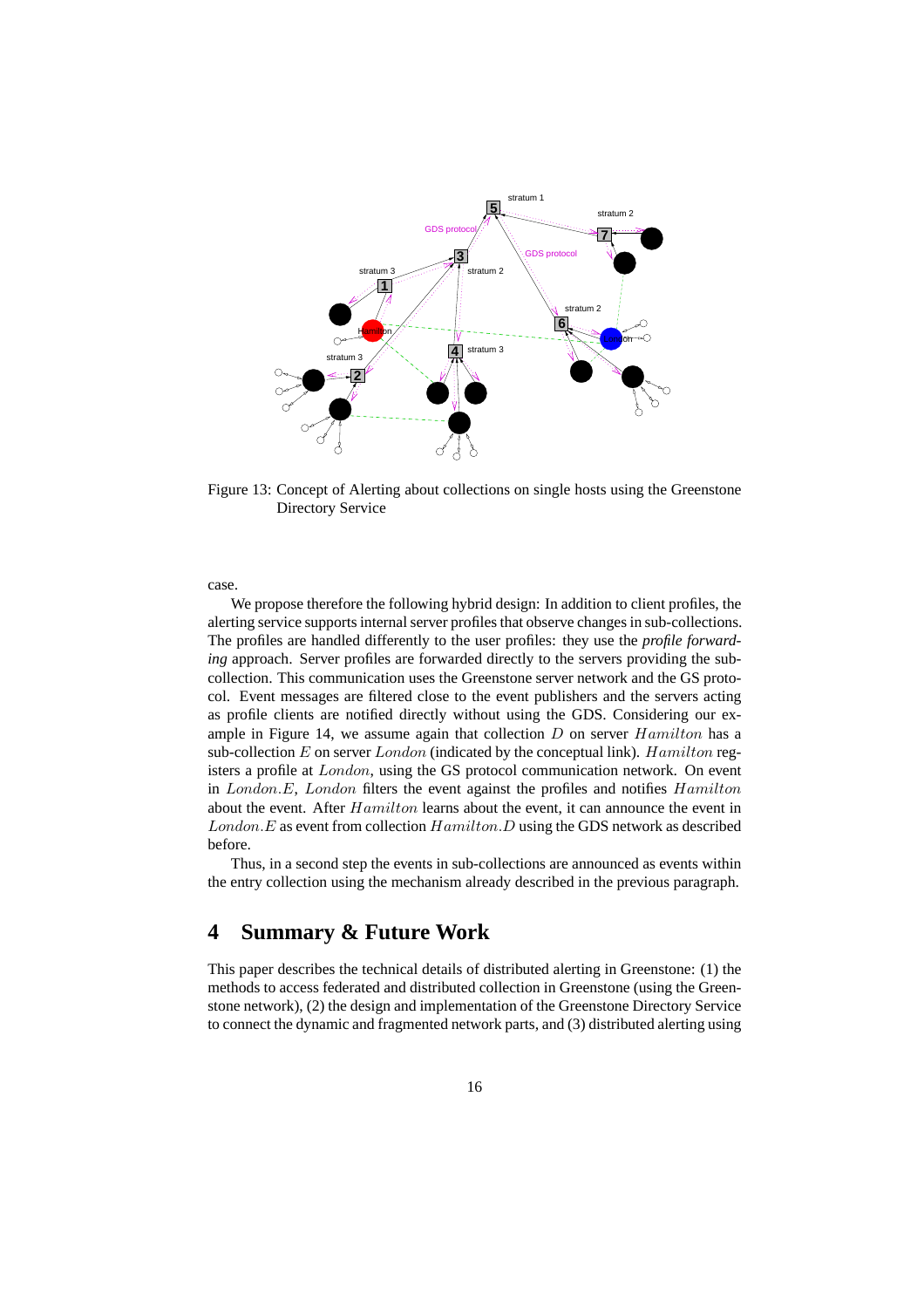stratum 1

stratum 2

GDS protocol

GDS protocol

stratum 3

stratum 2

stratum 2

Hamilton

stratum 3

stratum 3

London

Figure 13: Concept of Alerting about collections on single hosts using the Greenstone Directory Service

case.

We propose therefore the following hybrid design: In addition to client profiles, the alerting service supports internal server profiles that observe changes in sub-collections. The profiles are handled differently to the user profiles: they use the *profile forwarding* approach. Server profiles are forwarded directly to the servers providing the sub-collection. This communication uses the Greenstone server network and the GS protocol. Event messages are filtered close to the event publishers and the servers acting as profile clients are notified directly without using the GDS. Considering our example in Figure 14, we assume again that collection $D$ on server $Hamilton$ has a sub-collection $E$ on server $London$ (indicated by the conceptual link). $Hamilton$ registers a profile at $London$, using the GS protocol communication network. On event in $London.E$, $London$ filters the event against the profiles and notifies $Hamilton$ about the event. After $Hamilton$ learns about the event, it can announce the event in $London.E$ as event from collection $Hamilton.D$ using the GDS network as described before.

Thus, in a second step the events in sub-collections are announced as events within the entry collection using the mechanism already described in the previous paragraph.

## 4 Summary & Future Work

This paper describes the technical details of distributed alerting in Greenstone: (1) the methods to access federated and distributed collection in Greenstone (using the Greenstone network), (2) the design and implementation of the Greenstone Directory Service to connect the dynamic and fragmented network parts, and (3) distributed alerting using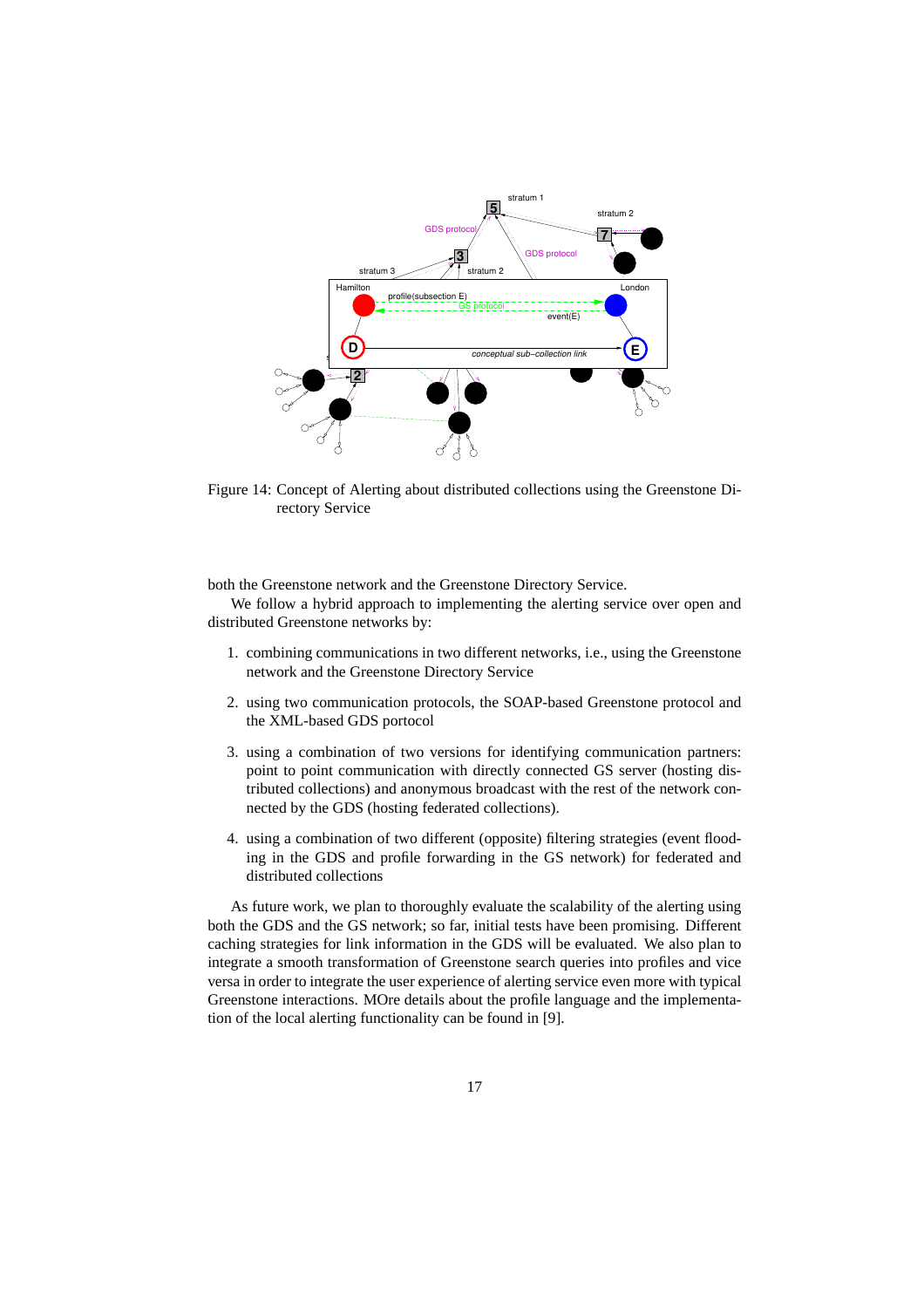stratum 1

stratum 2

GDS protocol

GDS protocol

stratum 3

stratum 2

Hamilton

London

profile(subsection E)

GS protocol

event(E)

D

E

conceptual sub–collection link

5

3

7

2

Figure 14: Concept of Alerting about distributed collections using the Greenstone Directory Service

both the Greenstone network and the Greenstone Directory Service.

We follow a hybrid approach to implementing the alerting service over open and distributed Greenstone networks by:

1. combining communications in two different networks, i.e., using the Greenstone network and the Greenstone Directory Service
2. using two communication protocols, the SOAP-based Greenstone protocol and the XML-based GDS portocol
3. using a combination of two versions for identifying communication partners: point to point communication with directly connected GS server (hosting distributed collections) and anonymous broadcast with the rest of the network connected by the GDS (hosting federated collections).
4. using a combination of two different (opposite) filtering strategies (event flooding in the GDS and profile forwarding in the GS network) for federated and distributed collections

As future work, we plan to thoroughly evaluate the scalability of the alerting using both the GDS and the GS network; so far, initial tests have been promising. Different caching strategies for link information in the GDS will be evaluated. We also plan to integrate a smooth transformation of Greenstone search queries into profiles and vice versa in order to integrate the user experience of alerting service even more with typical Greenstone interactions. MOre details about the profile language and the implementation of the local alerting functionality can be found in [9].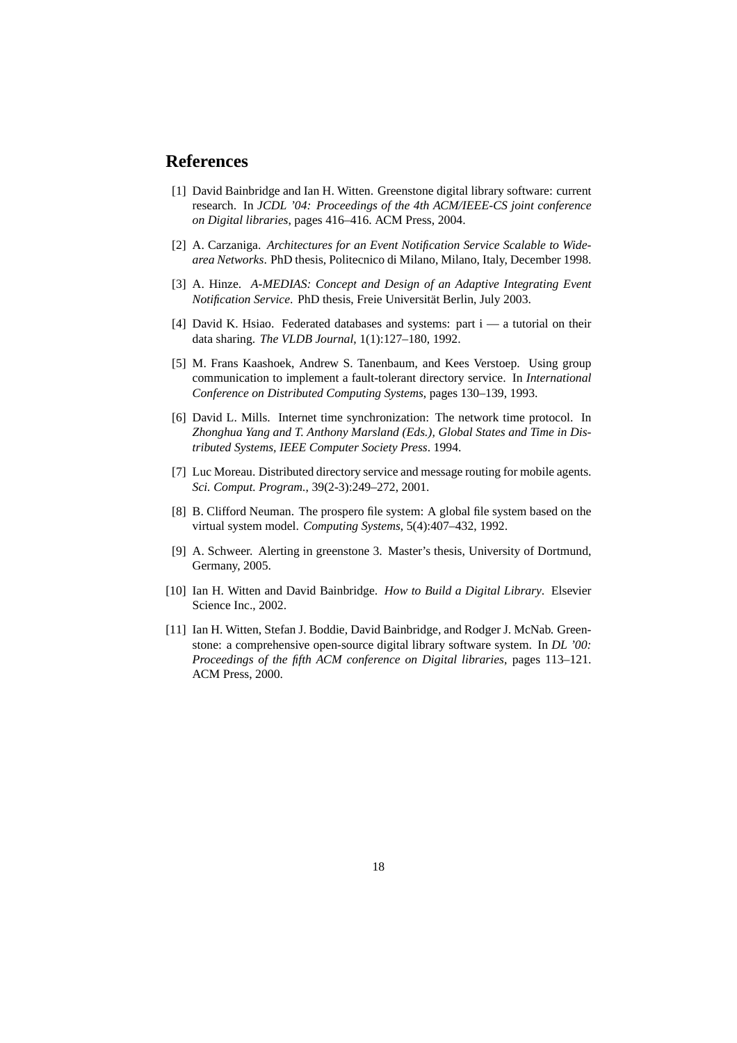## References

[1] David Bainbridge and Ian H. Witten. Greenstone digital library software: current research. In *JCDL '04: Proceedings of the 4th ACM/IEEE-CS joint conference on Digital libraries*, pages 416–416. ACM Press, 2004.

[2] A. Carzaniga. *Architectures for an Event Notification Service Scalable to Wide-area Networks*. PhD thesis, Politecnico di Milano, Milano, Italy, December 1998.

[3] A. Hinze. *A-MEDIAS: Concept and Design of an Adaptive Integrating Event Notification Service*. PhD thesis, Freie Universität Berlin, July 2003.

[4] David K. Hsiao. Federated databases and systems: part i — a tutorial on their data sharing. *The VLDB Journal*, 1(1):127–180, 1992.

[5] M. Frans Kaashoek, Andrew S. Tanenbaum, and Kees Verstoep. Using group communication to implement a fault-tolerant directory service. In *International Conference on Distributed Computing Systems*, pages 130–139, 1993.

[6] David L. Mills. Internet time synchronization: The network time protocol. In *Zhonghua Yang and T. Anthony Marsland (Eds.), Global States and Time in Distributed Systems, IEEE Computer Society Press*. 1994.

[7] Luc Moreau. Distributed directory service and message routing for mobile agents. *Sci. Comput. Program.*, 39(2-3):249–272, 2001.

[8] B. Clifford Neuman. The prospero file system: A global file system based on the virtual system model. *Computing Systems*, 5(4):407–432, 1992.

[9] A. Schweer. Alerting in greenstone 3. Master's thesis, University of Dortmund, Germany, 2005.

[10] Ian H. Witten and David Bainbridge. *How to Build a Digital Library*. Elsevier Science Inc., 2002.

[11] Ian H. Witten, Stefan J. Boddie, David Bainbridge, and Rodger J. McNab. Greenstone: a comprehensive open-source digital library software system. In *DL '00: Proceedings of the fifth ACM conference on Digital libraries*, pages 113–121. ACM Press, 2000.